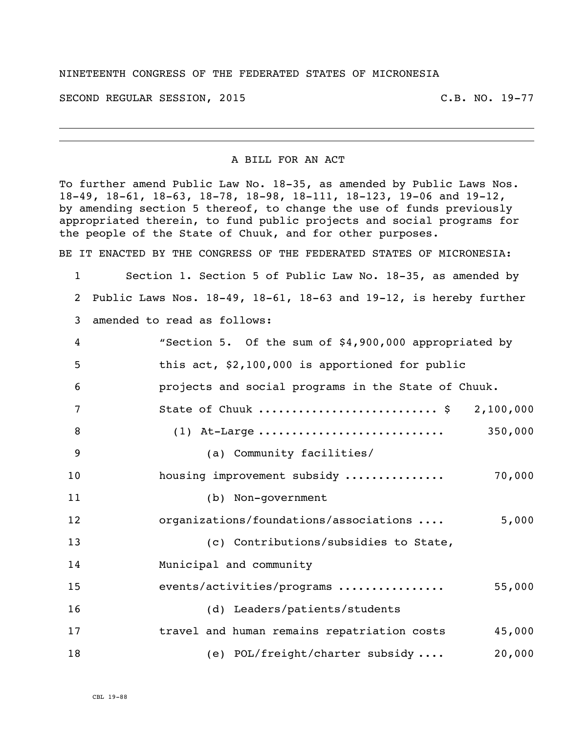NINETEENTH CONGRESS OF THE FEDERATED STATES OF MICRONESIA

SECOND REGULAR SESSION, 2015 C.B. NO. 19-77

---

A BILL FOR AN ACT

To further amend Public Law No. 18-35, as amended by Public Laws Nos. 18-49, 18-61, 18-63, 18-78, 18-98, 18-111, 18-123, 19-06 and 19-12, by amending section 5 thereof, to change the use of funds previously appropriated therein, to fund public projects and social programs for the people of the State of Chuuk, and for other purposes.

BE IT ENACTED BY THE CONGRESS OF THE FEDERATED STATES OF MICRONESIA:

1 Section 1. Section 5 of Public Law No. 18-35, as amended by
2 Public Laws Nos. 18-49, 18-61, 18-63 and 19-12, is hereby further
3 amended to read as follows:

4 "Section 5. Of the sum of $4,900,000 appropriated by
5 this act, $2,100,000 is apportioned for public
6 projects and social programs in the State of Chuuk.

7 State of Chuuk .......................... $ 2,100,000
8 (1) At-Large ........................... 350,000
9 (a) Community facilities/
10 housing improvement subsidy .............. 70,000
11 (b) Non-government
12 organizations/foundations/associations .... 5,000
13 (c) Contributions/subsidies to State,
14 Municipal and community
15 events/activities/programs ............... 55,000
16 (d) Leaders/patients/students
17 travel and human remains repatriation costs 45,000
18 (e) POL/freight/charter subsidy .... 20,000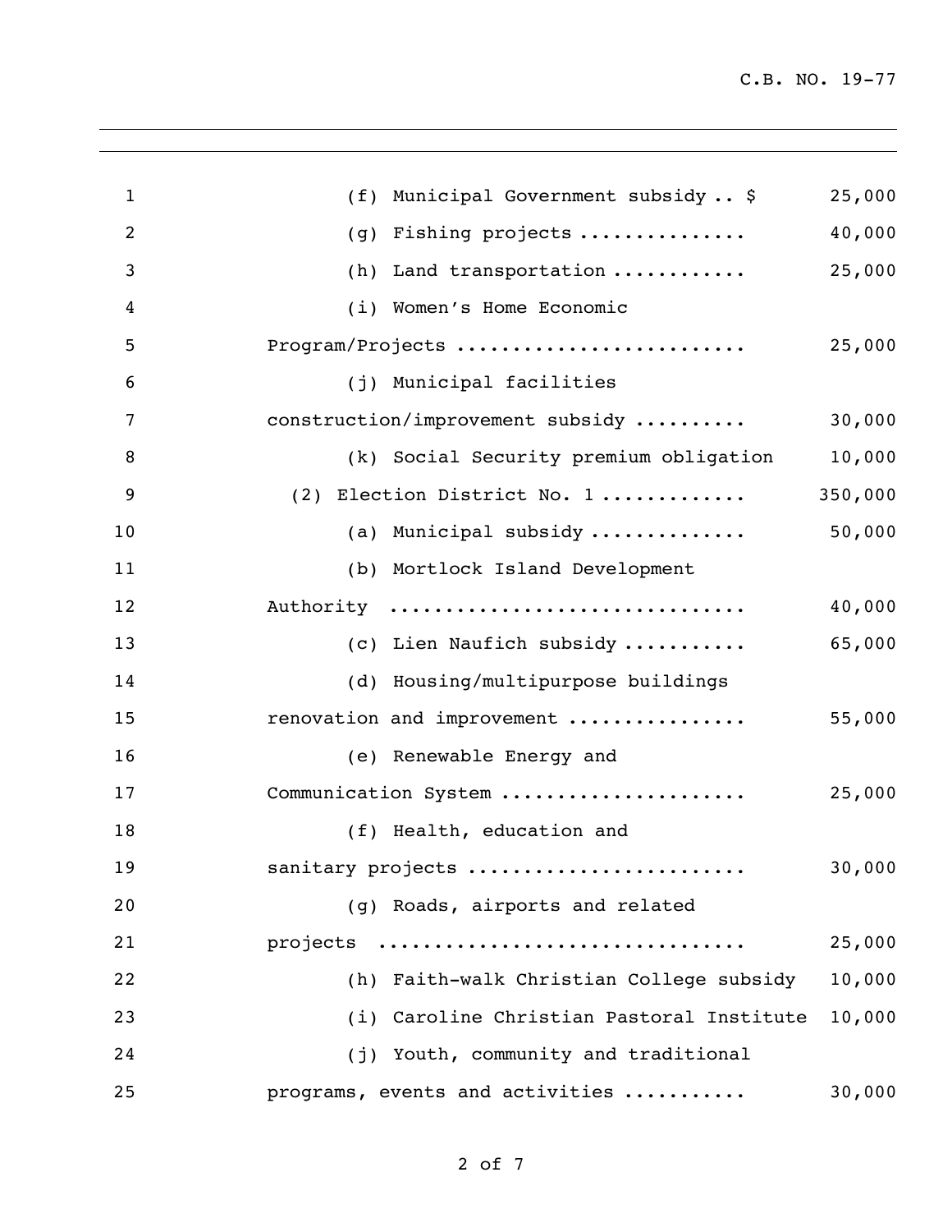(f) Municipal Government subsidy .. $ 25,000

(g) Fishing projects ............... 40,000

(h) Land transportation ............ 25,000

(i) Women's Home Economic Program/Projects .......................... 25,000

(j) Municipal facilities construction/improvement subsidy .......... 30,000

(k) Social Security premium obligation 10,000

(2) Election District No. 1 ............ 350,000

(a) Municipal subsidy .............. 50,000

(b) Mortlock Island Development Authority ............................... 40,000

(c) Lien Naufich subsidy ........... 65,000

(d) Housing/multipurpose buildings renovation and improvement ................ 55,000

(e) Renewable Energy and Communication System ...................... 25,000

(f) Health, education and sanitary projects ........................ 30,000

(g) Roads, airports and related projects ................................ 25,000

(h) Faith-walk Christian College subsidy 10,000

(i) Caroline Christian Pastoral Institute 10,000

(j) Youth, community and traditional programs, events and activities ........... 30,000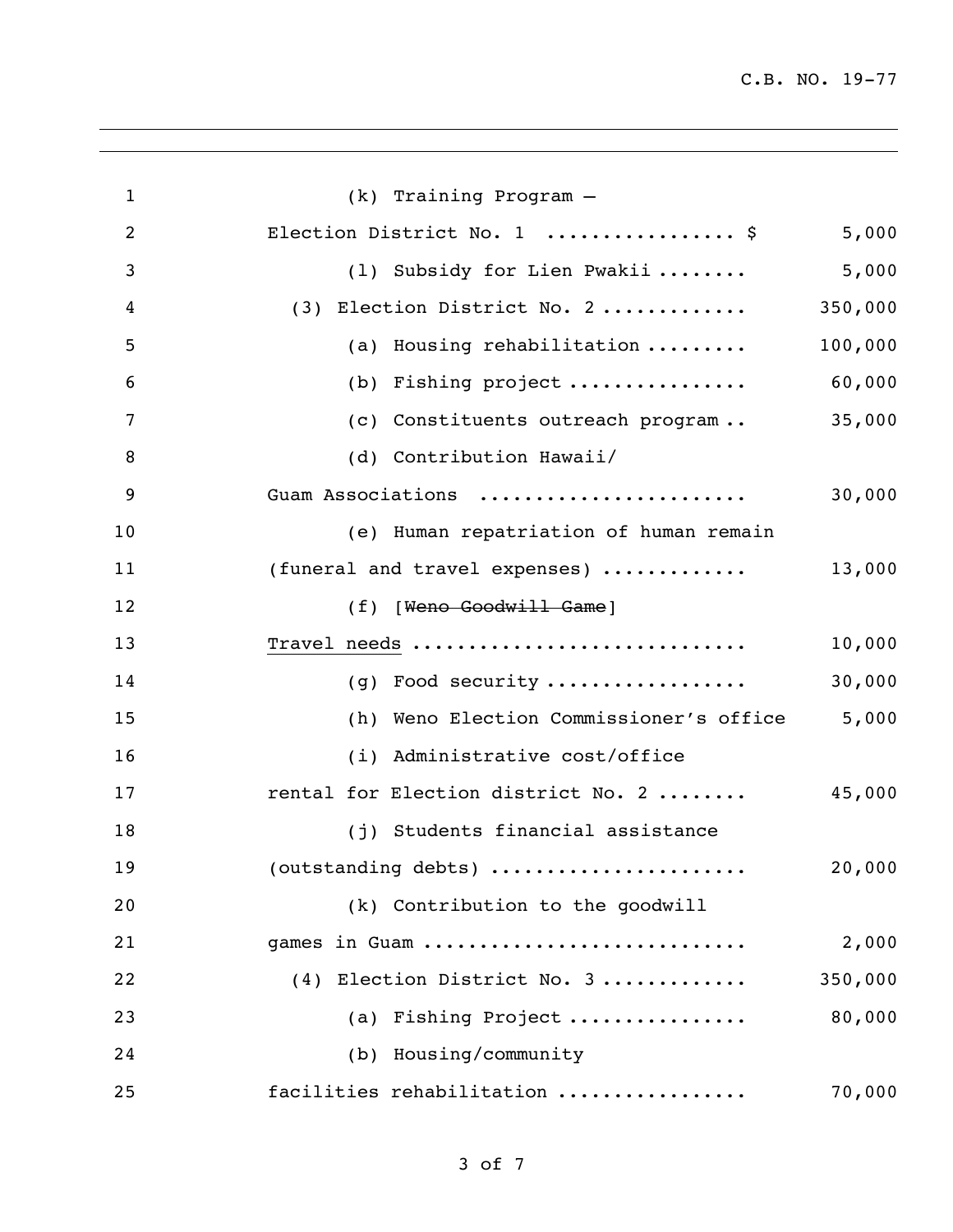(k) Training Program –
Election District No. 1 ................ $ 5,000

(l) Subsidy for Lien Pwakii ........ 5,000

(3) Election District No. 2 ............ 350,000

(a) Housing rehabilitation ......... 100,000

(b) Fishing project ............... 60,000

(c) Constituents outreach program .. 35,000

(d) Contribution Hawaii/
Guam Associations ...................... 30,000

(e) Human repatriation of human remain
(funeral and travel expenses) ............ 13,000

(f) [~~Weno Goodwill Game~~]
<u>Travel needs</u> ............................ 10,000

(g) Food security ................. 30,000

(h) Weno Election Commissioner's office 5,000

(i) Administrative cost/office
rental for Election district No. 2 ........ 45,000

(j) Students financial assistance
(outstanding debts) ...................... 20,000

(k) Contribution to the goodwill
games in Guam ............................ 2,000

(4) Election District No. 3 ............ 350,000

(a) Fishing Project ............... 80,000

(b) Housing/community
facilities rehabilitation ................ 70,000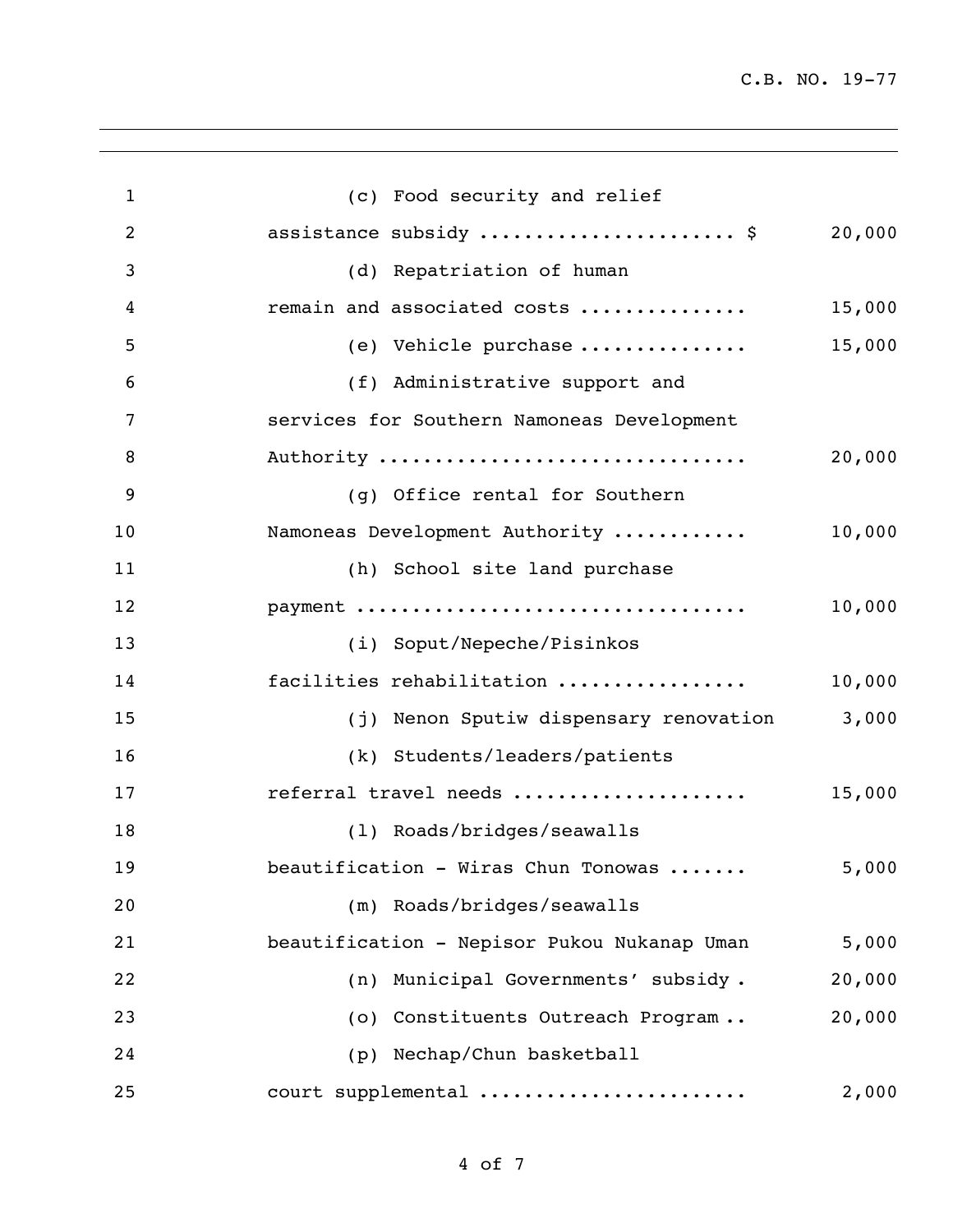(c) Food security and relief assistance subsidy ...................... $ 20,000

(d) Repatriation of human remain and associated costs .............. 15,000

(e) Vehicle purchase .............. 15,000

(f) Administrative support and services for Southern Namoneas Development Authority ............................... 20,000

(g) Office rental for Southern Namoneas Development Authority ........... 10,000

(h) School site land purchase payment ................................. 10,000

(i) Soput/Nepeche/Pisinkos facilities rehabilitation ................ 10,000

(j) Nenon Sputiw dispensary renovation 3,000

(k) Students/leaders/patients referral travel needs .................... 15,000

(l) Roads/bridges/seawalls beautification - Wiras Chun Tonowas ....... 5,000

(m) Roads/bridges/seawalls beautification - Nepisor Pukou Nukanap Uman 5,000

(n) Municipal Governments' subsidy . 20,000

(o) Constituents Outreach Program .. 20,000

(p) Nechap/Chun basketball court supplemental ...................... 2,000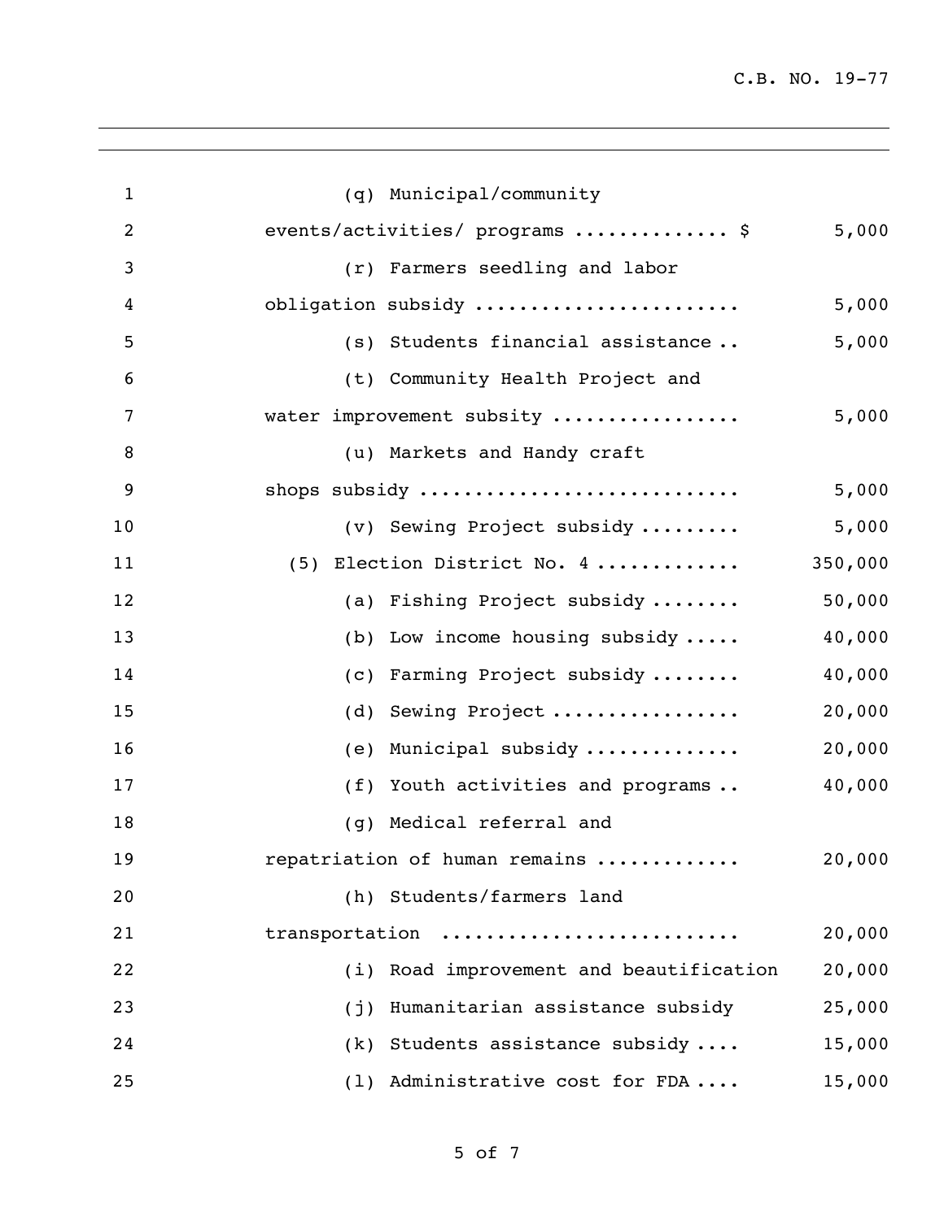| | |
|---|---|
| (q) Municipal/community events/activities/ programs .............. $ | 5,000 |
| (r) Farmers seedling and labor obligation subsidy ....................... | 5,000 |
| (s) Students financial assistance .. | 5,000 |
| (t) Community Health Project and water improvement subsity ................ | 5,000 |
| (u) Markets and Handy craft shops subsidy ............................ | 5,000 |
| (v) Sewing Project subsidy ......... | 5,000 |
| (5) Election District No. 4 ............ | 350,000 |
| (a) Fishing Project subsidy ........ | 50,000 |
| (b) Low income housing subsidy ..... | 40,000 |
| (c) Farming Project subsidy ........ | 40,000 |
| (d) Sewing Project ................ | 20,000 |
| (e) Municipal subsidy ............. | 20,000 |
| (f) Youth activities and programs .. | 40,000 |
| (g) Medical referral and repatriation of human remains ............ | 20,000 |
| (h) Students/farmers land transportation .......................... | 20,000 |
| (i) Road improvement and beautification | 20,000 |
| (j) Humanitarian assistance subsidy | 25,000 |
| (k) Students assistance subsidy .... | 15,000 |
| (l) Administrative cost for FDA .... | 15,000 |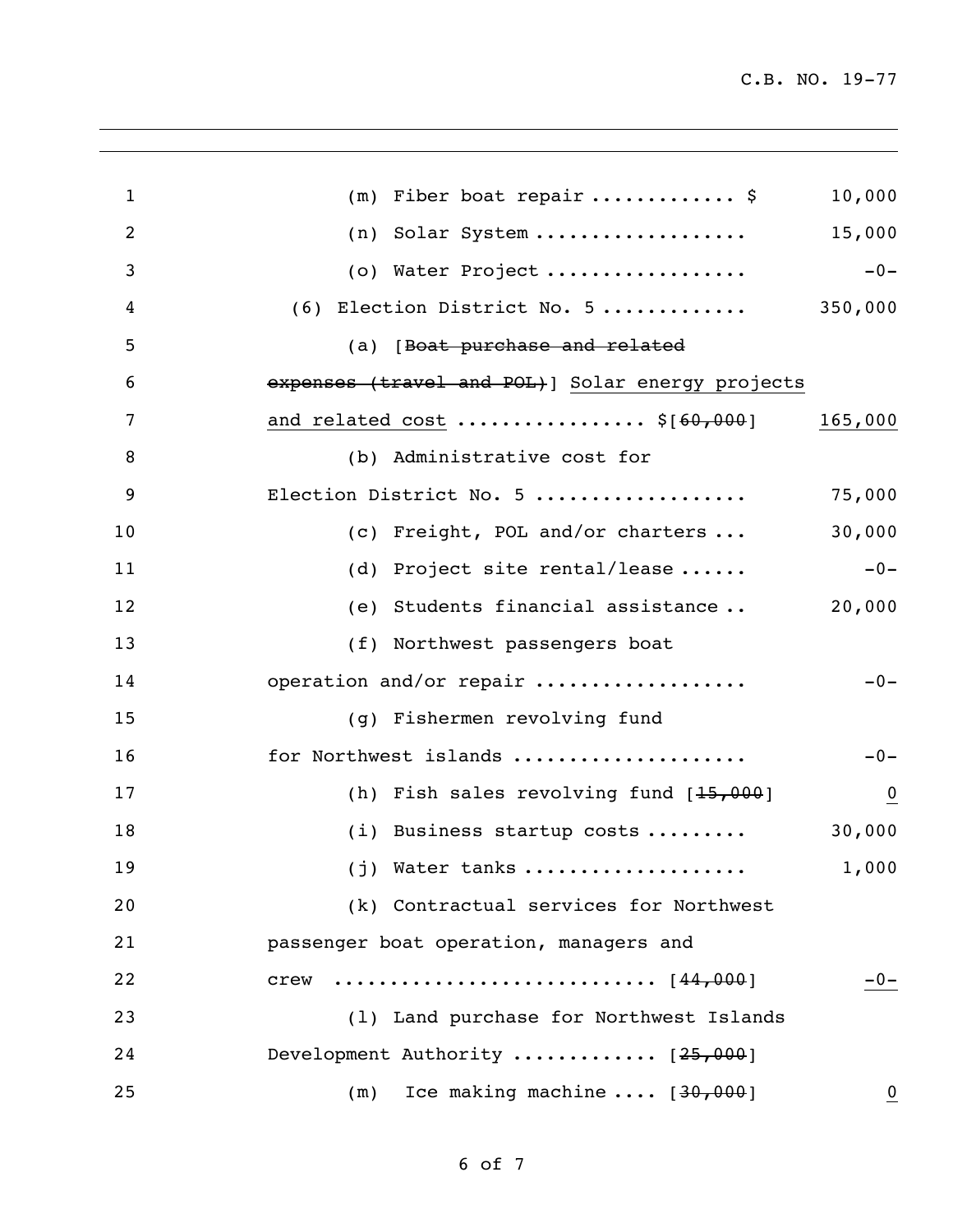(m) Fiber boat repair ............ $ 10,000

(n) Solar System .................. 15,000

(o) Water Project ................. -0-

(6) Election District No. 5 ............ 350,000

(a) [~~Boat purchase and related expenses (travel and POL)~~] <u>Solar energy projects and related cost</u> ................ $[~~60,000~~] <u>165,000</u>

(b) Administrative cost for Election District No. 5 .................. 75,000

(c) Freight, POL and/or charters ... 30,000

(d) Project site rental/lease ...... -0-

(e) Students financial assistance .. 20,000

(f) Northwest passengers boat operation and/or repair .................. -0-

(g) Fishermen revolving fund for Northwest islands .................... -0-

(h) Fish sales revolving fund [~~15,000~~] <u>0</u>

(i) Business startup costs ......... 30,000

(j) Water tanks ................... 1,000

(k) Contractual services for Northwest passenger boat operation, managers and crew ........................... [~~44,000~~] <u>-0-</u>

(l) Land purchase for Northwest Islands Development Authority ............ [~~25,000~~]

(m) Ice making machine .... [~~30,000~~] <u>0</u>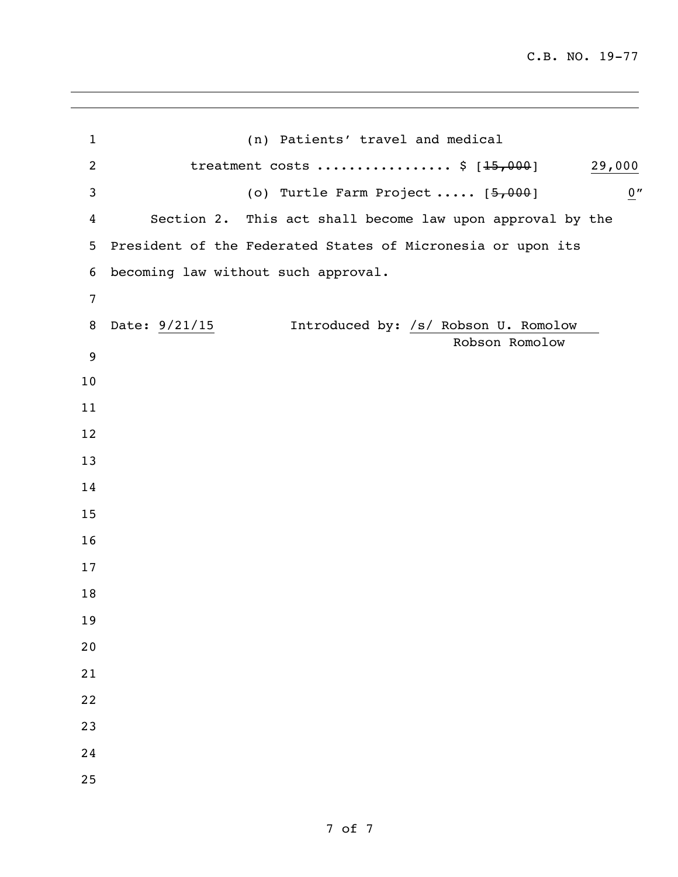(n) Patients' travel and medical treatment costs ................ $ [~~15,000~~] <u>29,000</u>

(o) Turtle Farm Project ..... [~~5,000~~] <u>0</u>"

Section 2. This act shall become law upon approval by the President of the Federated States of Micronesia or upon its becoming law without such approval.

Date: <u>9/21/15</u> Introduced by: <u>/s/ Robson U. Romolow</u>
Robson Romolow